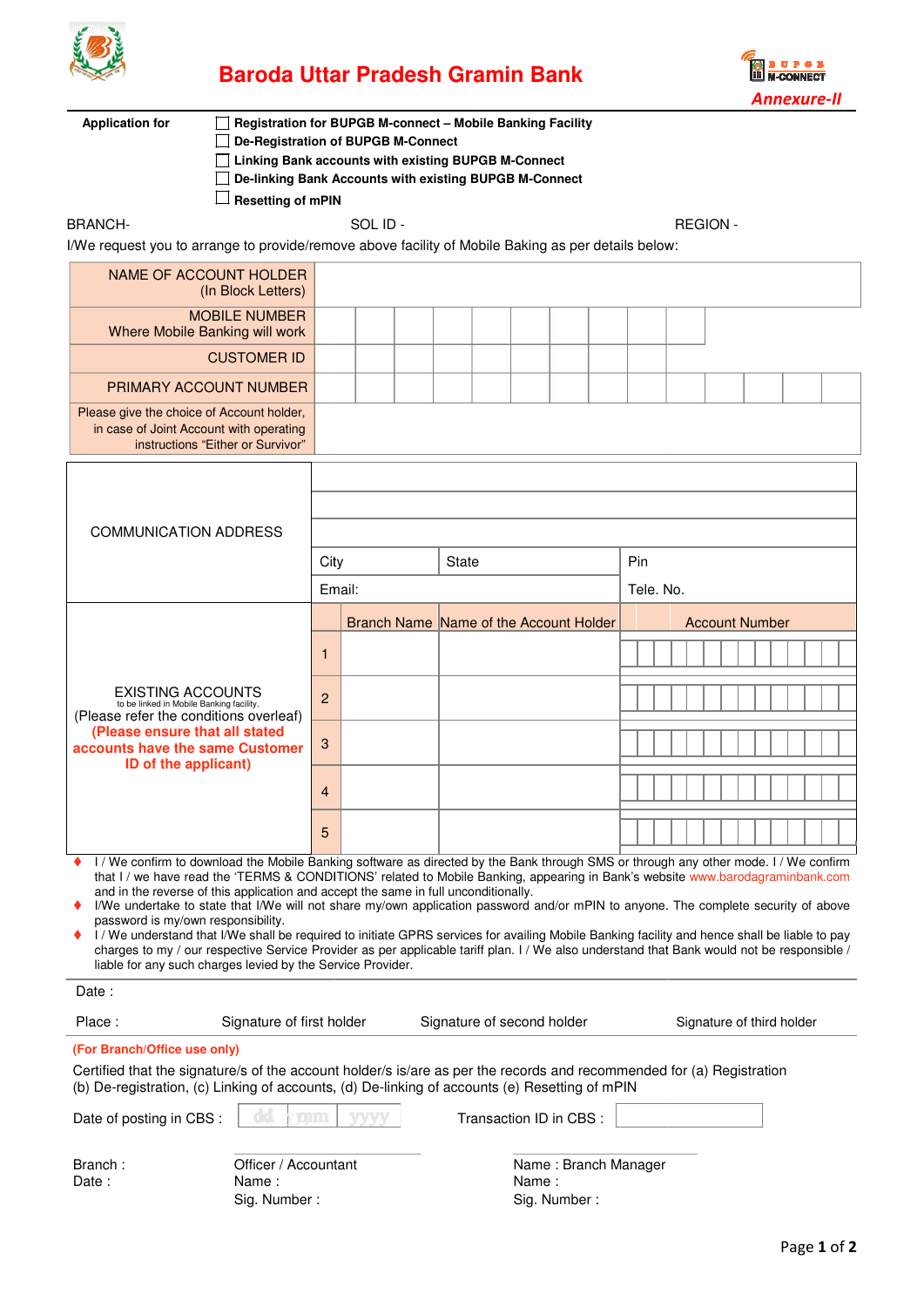# Baroda Uttar Pradesh Gramin Bank

BUPGB M-CONNECT

***Annexure-II***

**Application for**

- ☐ **Registration for BUPGB M-connect – Mobile Banking Facility**
- ☐ **De-Registration of BUPGB M-Connect**
- ☐ **Linking Bank accounts with existing BUPGB M-Connect**
- ☐ **De-linking Bank Accounts with existing BUPGB M-Connect**
- ☐ **Resetting of mPIN**

BRANCH- SOL ID - REGION -

I/We request you to arrange to provide/remove above facility of Mobile Baking as per details below:

| | |
|---|---|
| NAME OF ACCOUNT HOLDER (In Block Letters) | |
| MOBILE NUMBER Where Mobile Banking will work | |
| CUSTOMER ID | |
| PRIMARY ACCOUNT NUMBER | |
| Please give the choice of Account holder, in case of Joint Account with operating instructions "Either or Survivor" | |

| | | | | |
|---|---|---|---|---|
| COMMUNICATION ADDRESS | | | | |
| | | | | |
| | | | | |
| | City | State | Pin | |
| | Email: | | Tele. No. | |

| EXISTING ACCOUNTS to be linked in Mobile Banking facility. (Please refer the conditions overleaf) **(Please ensure that all stated accounts have the same Customer ID of the applicant)** | | Branch Name | Name of the Account Holder | Account Number |
|---|---|---|---|---|
| | 1 | | | |
| | 2 | | | |
| | 3 | | | |
| | 4 | | | |
| | 5 | | | |

- I / We confirm to download the Mobile Banking software as directed by the Bank through SMS or through any other mode. I / We confirm that I / we have read the 'TERMS & CONDITIONS' related to Mobile Banking, appearing in Bank's website www.barodagraminbank.com and in the reverse of this application and accept the same in full unconditionally.
- I/We undertake to state that I/We will not share my/own application password and/or mPIN to anyone. The complete security of above password is my/own responsibility.
- I / We understand that I/We shall be required to initiate GPRS services for availing Mobile Banking facility and hence shall be liable to pay charges to my / our respective Service Provider as per applicable tariff plan. I / We also understand that Bank would not be responsible / liable for any such charges levied by the Service Provider.

Date :

Place : Signature of first holder Signature of second holder Signature of third holder

**(For Branch/Office use only)**

Certified that the signature/s of the account holder/s is/are as per the records and recommended for (a) Registration (b) De-registration, (c) Linking of accounts, (d) De-linking of accounts (e) Resetting of mPIN

Date of posting in CBS : dd / mm / yyyy Transaction ID in CBS :

Branch :
Date :

Officer / Accountant
Name :
Sig. Number :

Name : Branch Manager
Name :
Sig. Number :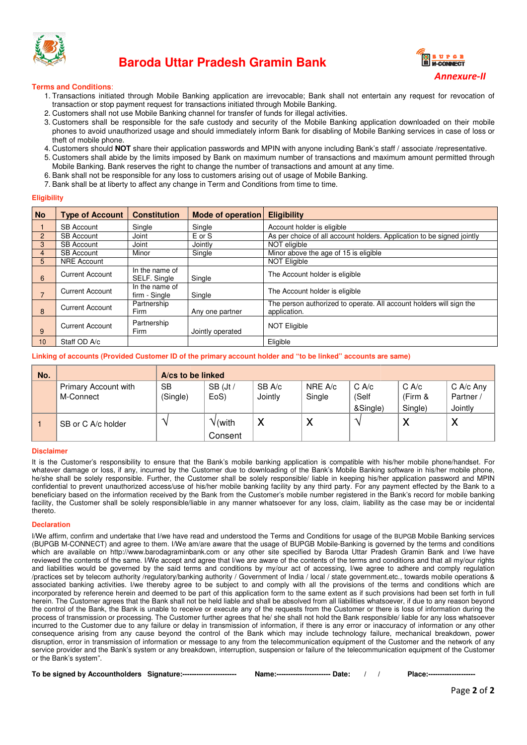# Baroda Uttar Pradesh Gramin Bank

*Annexure-II*

**Terms and Conditions:**

1. Transactions initiated through Mobile Banking application are irrevocable; Bank shall not entertain any request for revocation of transaction or stop payment request for transactions initiated through Mobile Banking.
2. Customers shall not use Mobile Banking channel for transfer of funds for illegal activities.
3. Customers shall be responsible for the safe custody and security of the Mobile Banking application downloaded on their mobile phones to avoid unauthorized usage and should immediately inform Bank for disabling of Mobile Banking services in case of loss or theft of mobile phone.
4. Customers should **NOT** share their application passwords and MPIN with anyone including Bank's staff / associate /representative.
5. Customers shall abide by the limits imposed by Bank on maximum number of transactions and maximum amount permitted through Mobile Banking. Bank reserves the right to change the number of transactions and amount at any time.
6. Bank shall not be responsible for any loss to customers arising out of usage of Mobile Banking.
7. Bank shall be at liberty to affect any change in Term and Conditions from time to time.

**Eligibility**

| No | Type of Account | Constitution | Mode of operation | Eligibility |
|---|---|---|---|---|
| 1 | SB Account | Single | Single | Account holder is eligible |
| 2 | SB Account | Joint | E or S | As per choice of all account holders. Application to be signed jointly |
| 3 | SB Account | Joint | Jointly | NOT eligible |
| 4 | SB Account | Minor | Single | Minor above the age of 15 is eligible |
| 5 | NRE Account | | | NOT Eligible |
| 6 | Current Account | In the name of SELF. Single | Single | The Account holder is eligible |
| 7 | Current Account | In the name of firm - Single | Single | The Account holder is eligible |
| 8 | Current Account | Partnership Firm | Any one partner | The person authorized to operate. All account holders will sign the application. |
| 9 | Current Account | Partnership Firm | Jointly operated | NOT Eligible |
| 10 | Staff OD A/c | | | Eligible |

**Linking of accounts (Provided Customer ID of the primary account holder and "to be linked" accounts are same)**

| No. | | A/cs to be linked | | | | | | |
|---|---|---|---|---|---|---|---|---|
| | Primary Account with M-Connect | SB (Single) | SB (Jt / EoS) | SB A/c Jointly | NRE A/c Single | C A/c (Self &Single) | C A/c (Firm & Single) | C A/c Any Partner / Jointly |
| 1 | SB or C A/c holder | √ | √(with Consent | X | X | √ | X | X |

**Disclaimer**

It is the Customer's responsibility to ensure that the Bank's mobile banking application is compatible with his/her mobile phone/handset. For whatever damage or loss, if any, incurred by the Customer due to downloading of the Bank's Mobile Banking software in his/her mobile phone, he/she shall be solely responsible. Further, the Customer shall be solely responsible/ liable in keeping his/her application password and MPIN confidential to prevent unauthorized access/use of his/her mobile banking facility by any third party. For any payment effected by the Bank to a beneficiary based on the information received by the Bank from the Customer's mobile number registered in the Bank's record for mobile banking facility, the Customer shall be solely responsible/liable in any manner whatsoever for any loss, claim, liability as the case may be or incidental thereto.

**Declaration**

I/We affirm, confirm and undertake that I/we have read and understood the Terms and Conditions for usage of the BUPGB Mobile Banking services (BUPGB M-CONNECT) and agree to them. I/We am/are aware that the usage of BUPGB Mobile-Banking is governed by the terms and conditions which are available on http://www.barodagraminbank.com or any other site specified by Baroda Uttar Pradesh Gramin Bank and I/we have reviewed the contents of the same. I/We accept and agree that I/we are aware of the contents of the terms and conditions and that all my/our rights and liabilities would be governed by the said terms and conditions by my/our act of accessing, I/we agree to adhere and comply regulation /practices set by telecom authority /regulatory/banking authority / Government of India / local / state government.etc., towards mobile operations & associated banking activities. I/we thereby agree to be subject to and comply with all the provisions of the terms and conditions which are incorporated by reference herein and deemed to be part of this application form to the same extent as if such provisions had been set forth in full herein. The Customer agrees that the Bank shall not be held liable and shall be absolved from all liabilities whatsoever, if due to any reason beyond the control of the Bank, the Bank is unable to receive or execute any of the requests from the Customer or there is loss of information during the process of transmission or processing. The Customer further agrees that he/ she shall not hold the Bank responsible/ liable for any loss whatsoever incurred to the Customer due to any failure or delay in transmission of information, if there is any error or inaccuracy of information or any other consequence arising from any cause beyond the control of the Bank which may include technology failure, mechanical breakdown, power disruption, error in transmission of information or message to any from the telecommunication equipment of the Customer and the network of any service provider and the Bank's system or any breakdown, interruption, suspension or failure of the telecommunication equipment of the Customer or the Bank's system".

**To be signed by Accountholders Signature:----------------------- Name:----------------------- Date: / / Place:--------------------**